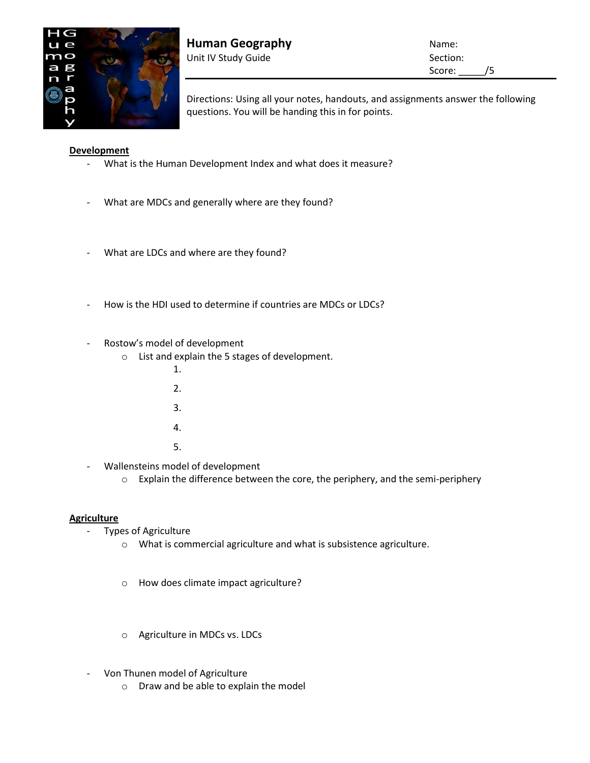# Human Geography

Unit IV Study Guide

Name:

Section:

Score: _____/5

Directions: Using all your notes, handouts, and assignments answer the following questions. You will be handing this in for points.

**Development**

- What is the Human Development Index and what does it measure?
- What are MDCs and generally where are they found?
- What are LDCs and where are they found?
- How is the HDI used to determine if countries are MDCs or LDCs?
- Rostow's model of development
  - List and explain the 5 stages of development.
    1.
    2.
    3.
    4.
    5.
- Wallensteins model of development
  - Explain the difference between the core, the periphery, and the semi-periphery

**Agriculture**

- Types of Agriculture
  - What is commercial agriculture and what is subsistence agriculture.
  - How does climate impact agriculture?
  - Agriculture in MDCs vs. LDCs
- Von Thunen model of Agriculture
  - Draw and be able to explain the model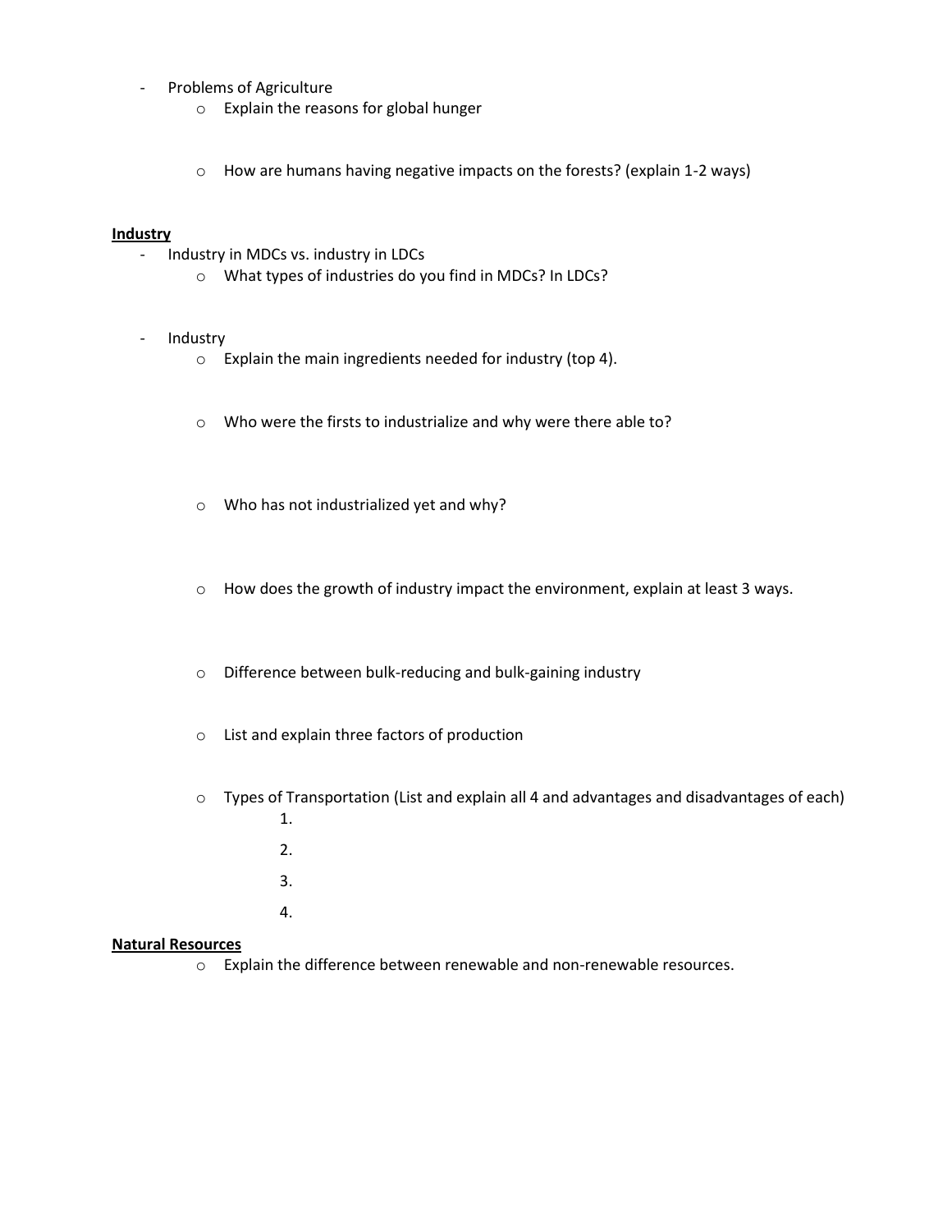- Problems of Agriculture
  - Explain the reasons for global hunger
  - How are humans having negative impacts on the forests? (explain 1-2 ways)

**Industry**

- Industry in MDCs vs. industry in LDCs
  - What types of industries do you find in MDCs? In LDCs?
- Industry
  - Explain the main ingredients needed for industry (top 4).
  - Who were the firsts to industrialize and why were there able to?
  - Who has not industrialized yet and why?
  - How does the growth of industry impact the environment, explain at least 3 ways.
  - Difference between bulk-reducing and bulk-gaining industry
  - List and explain three factors of production
  - Types of Transportation (List and explain all 4 and advantages and disadvantages of each)
    1.
    2.
    3.
    4.

**Natural Resources**

- Explain the difference between renewable and non-renewable resources.